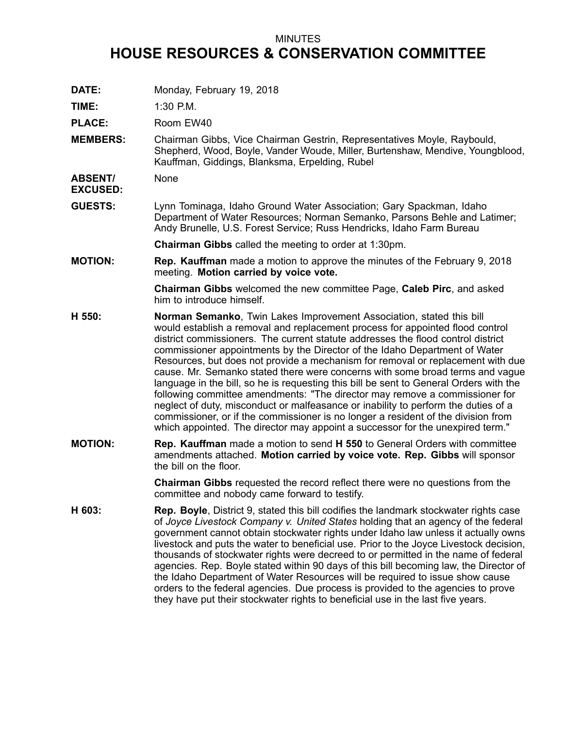MINUTES

# HOUSE RESOURCES & CONSERVATION COMMITTEE

**DATE:** Monday, February 19, 2018

**TIME:** 1:30 P.M.

**PLACE:** Room EW40

**MEMBERS:** Chairman Gibbs, Vice Chairman Gestrin, Representatives Moyle, Raybould, Shepherd, Wood, Boyle, Vander Woude, Miller, Burtenshaw, Mendive, Youngblood, Kauffman, Giddings, Blanksma, Erpelding, Rubel

**ABSENT/ EXCUSED:** None

**GUESTS:** Lynn Tominaga, Idaho Ground Water Association; Gary Spackman, Idaho Department of Water Resources; Norman Semanko, Parsons Behle and Latimer; Andy Brunelle, U.S. Forest Service; Russ Hendricks, Idaho Farm Bureau

**Chairman Gibbs** called the meeting to order at 1:30pm.

**MOTION:** **Rep. Kauffman** made a motion to approve the minutes of the February 9, 2018 meeting. **Motion carried by voice vote.**

**Chairman Gibbs** welcomed the new committee Page, **Caleb Pirc**, and asked him to introduce himself.

**H 550:** **Norman Semanko**, Twin Lakes Improvement Association, stated this bill would establish a removal and replacement process for appointed flood control district commissioners. The current statute addresses the flood control district commissioner appointments by the Director of the Idaho Department of Water Resources, but does not provide a mechanism for removal or replacement with due cause. Mr. Semanko stated there were concerns with some broad terms and vague language in the bill, so he is requesting this bill be sent to General Orders with the following committee amendments: "The director may remove a commissioner for neglect of duty, misconduct or malfeasance or inability to perform the duties of a commissioner, or if the commissioner is no longer a resident of the division from which appointed. The director may appoint a successor for the unexpired term."

**MOTION:** **Rep. Kauffman** made a motion to send **H 550** to General Orders with committee amendments attached. **Motion carried by voice vote. Rep. Gibbs** will sponsor the bill on the floor.

**Chairman Gibbs** requested the record reflect there were no questions from the committee and nobody came forward to testify.

**H 603:** **Rep. Boyle**, District 9, stated this bill codifies the landmark stockwater rights case of *Joyce Livestock Company v. United States* holding that an agency of the federal government cannot obtain stockwater rights under Idaho law unless it actually owns livestock and puts the water to beneficial use. Prior to the Joyce Livestock decision, thousands of stockwater rights were decreed to or permitted in the name of federal agencies. Rep. Boyle stated within 90 days of this bill becoming law, the Director of the Idaho Department of Water Resources will be required to issue show cause orders to the federal agencies. Due process is provided to the agencies to prove they have put their stockwater rights to beneficial use in the last five years.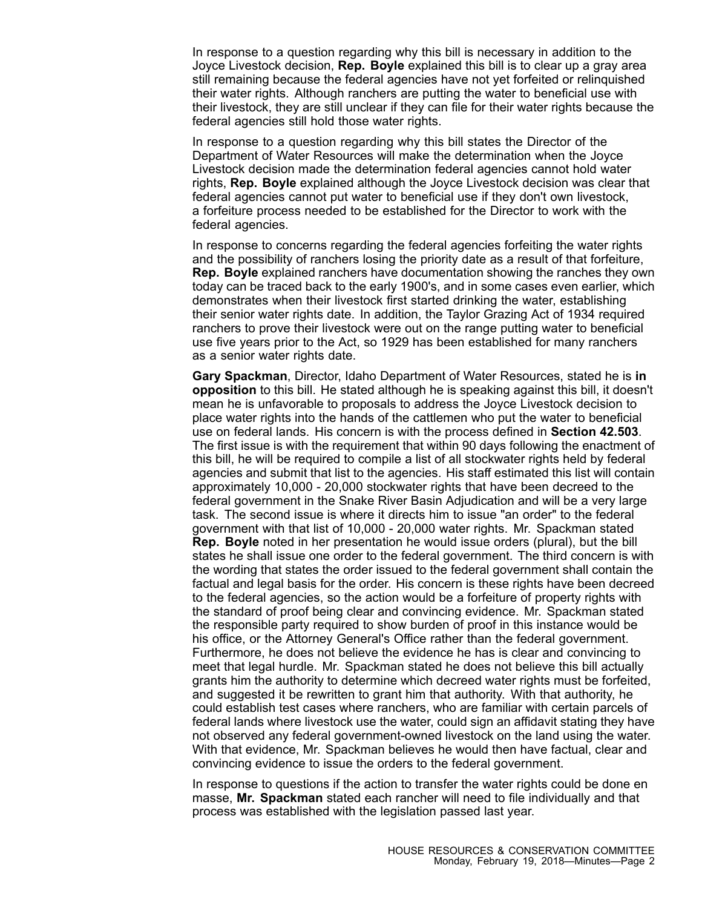In response to a question regarding why this bill is necessary in addition to the Joyce Livestock decision, **Rep. Boyle** explained this bill is to clear up a gray area still remaining because the federal agencies have not yet forfeited or relinquished their water rights. Although ranchers are putting the water to beneficial use with their livestock, they are still unclear if they can file for their water rights because the federal agencies still hold those water rights.

In response to a question regarding why this bill states the Director of the Department of Water Resources will make the determination when the Joyce Livestock decision made the determination federal agencies cannot hold water rights, **Rep. Boyle** explained although the Joyce Livestock decision was clear that federal agencies cannot put water to beneficial use if they don't own livestock, a forfeiture process needed to be established for the Director to work with the federal agencies.

In response to concerns regarding the federal agencies forfeiting the water rights and the possibility of ranchers losing the priority date as a result of that forfeiture, **Rep. Boyle** explained ranchers have documentation showing the ranches they own today can be traced back to the early 1900's, and in some cases even earlier, which demonstrates when their livestock first started drinking the water, establishing their senior water rights date. In addition, the Taylor Grazing Act of 1934 required ranchers to prove their livestock were out on the range putting water to beneficial use five years prior to the Act, so 1929 has been established for many ranchers as a senior water rights date.

**Gary Spackman**, Director, Idaho Department of Water Resources, stated he is **in opposition** to this bill. He stated although he is speaking against this bill, it doesn't mean he is unfavorable to proposals to address the Joyce Livestock decision to place water rights into the hands of the cattlemen who put the water to beneficial use on federal lands. His concern is with the process defined in **Section 42.503**. The first issue is with the requirement that within 90 days following the enactment of this bill, he will be required to compile a list of all stockwater rights held by federal agencies and submit that list to the agencies. His staff estimated this list will contain approximately 10,000 - 20,000 stockwater rights that have been decreed to the federal government in the Snake River Basin Adjudication and will be a very large task. The second issue is where it directs him to issue "an order" to the federal government with that list of 10,000 - 20,000 water rights. Mr. Spackman stated **Rep. Boyle** noted in her presentation he would issue orders (plural), but the bill states he shall issue one order to the federal government. The third concern is with the wording that states the order issued to the federal government shall contain the factual and legal basis for the order. His concern is these rights have been decreed to the federal agencies, so the action would be a forfeiture of property rights with the standard of proof being clear and convincing evidence. Mr. Spackman stated the responsible party required to show burden of proof in this instance would be his office, or the Attorney General's Office rather than the federal government. Furthermore, he does not believe the evidence he has is clear and convincing to meet that legal hurdle. Mr. Spackman stated he does not believe this bill actually grants him the authority to determine which decreed water rights must be forfeited, and suggested it be rewritten to grant him that authority. With that authority, he could establish test cases where ranchers, who are familiar with certain parcels of federal lands where livestock use the water, could sign an affidavit stating they have not observed any federal government-owned livestock on the land using the water. With that evidence, Mr. Spackman believes he would then have factual, clear and convincing evidence to issue the orders to the federal government.

In response to questions if the action to transfer the water rights could be done en masse, **Mr. Spackman** stated each rancher will need to file individually and that process was established with the legislation passed last year.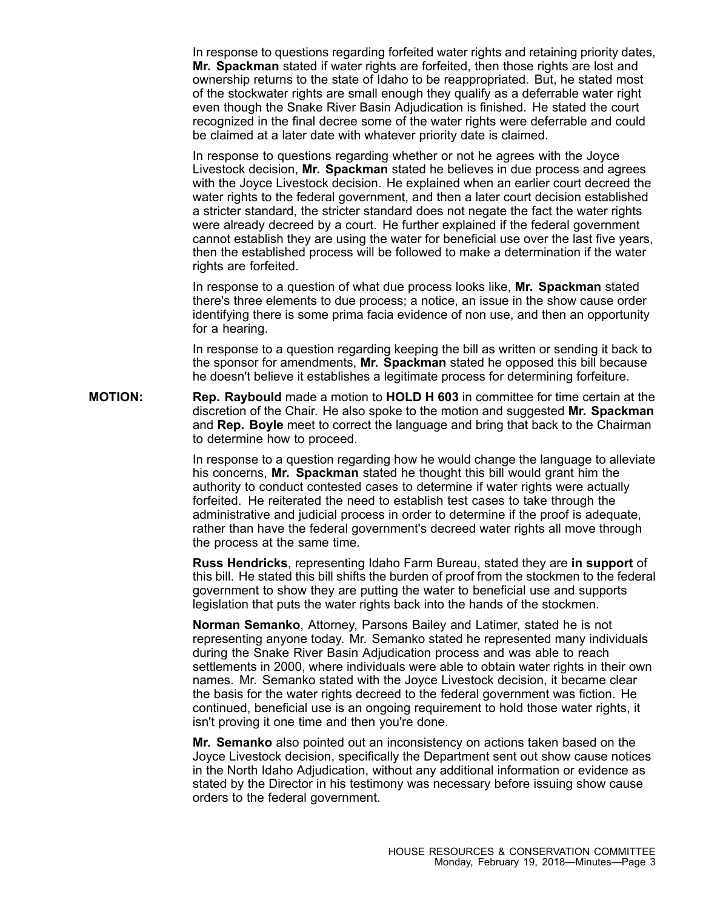In response to questions regarding forfeited water rights and retaining priority dates, **Mr. Spackman** stated if water rights are forfeited, then those rights are lost and ownership returns to the state of Idaho to be reappropriated. But, he stated most of the stockwater rights are small enough they qualify as a deferrable water right even though the Snake River Basin Adjudication is finished. He stated the court recognized in the final decree some of the water rights were deferrable and could be claimed at a later date with whatever priority date is claimed.

In response to questions regarding whether or not he agrees with the Joyce Livestock decision, **Mr. Spackman** stated he believes in due process and agrees with the Joyce Livestock decision. He explained when an earlier court decreed the water rights to the federal government, and then a later court decision established a stricter standard, the stricter standard does not negate the fact the water rights were already decreed by a court. He further explained if the federal government cannot establish they are using the water for beneficial use over the last five years, then the established process will be followed to make a determination if the water rights are forfeited.

In response to a question of what due process looks like, **Mr. Spackman** stated there's three elements to due process; a notice, an issue in the show cause order identifying there is some prima facia evidence of non use, and then an opportunity for a hearing.

In response to a question regarding keeping the bill as written or sending it back to the sponsor for amendments, **Mr. Spackman** stated he opposed this bill because he doesn't believe it establishes a legitimate process for determining forfeiture.

**MOTION:** **Rep. Raybould** made a motion to **HOLD H 603** in committee for time certain at the discretion of the Chair. He also spoke to the motion and suggested **Mr. Spackman** and **Rep. Boyle** meet to correct the language and bring that back to the Chairman to determine how to proceed.

In response to a question regarding how he would change the language to alleviate his concerns, **Mr. Spackman** stated he thought this bill would grant him the authority to conduct contested cases to determine if water rights were actually forfeited. He reiterated the need to establish test cases to take through the administrative and judicial process in order to determine if the proof is adequate, rather than have the federal government's decreed water rights all move through the process at the same time.

**Russ Hendricks**, representing Idaho Farm Bureau, stated they are **in support** of this bill. He stated this bill shifts the burden of proof from the stockmen to the federal government to show they are putting the water to beneficial use and supports legislation that puts the water rights back into the hands of the stockmen.

**Norman Semanko**, Attorney, Parsons Bailey and Latimer, stated he is not representing anyone today. Mr. Semanko stated he represented many individuals during the Snake River Basin Adjudication process and was able to reach settlements in 2000, where individuals were able to obtain water rights in their own names. Mr. Semanko stated with the Joyce Livestock decision, it became clear the basis for the water rights decreed to the federal government was fiction. He continued, beneficial use is an ongoing requirement to hold those water rights, it isn't proving it one time and then you're done.

**Mr. Semanko** also pointed out an inconsistency on actions taken based on the Joyce Livestock decision, specifically the Department sent out show cause notices in the North Idaho Adjudication, without any additional information or evidence as stated by the Director in his testimony was necessary before issuing show cause orders to the federal government.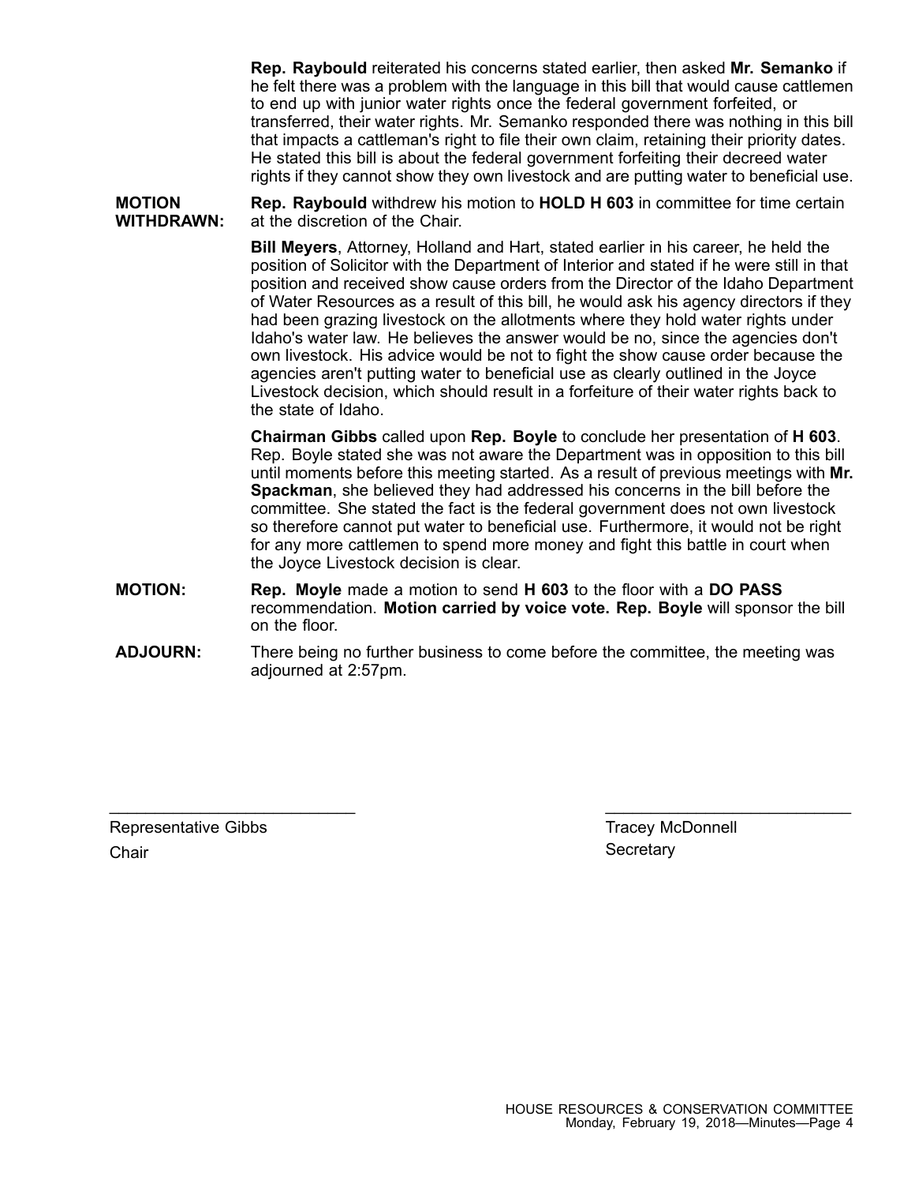**Rep. Raybould** reiterated his concerns stated earlier, then asked **Mr. Semanko** if he felt there was a problem with the language in this bill that would cause cattlemen to end up with junior water rights once the federal government forfeited, or transferred, their water rights. Mr. Semanko responded there was nothing in this bill that impacts a cattleman's right to file their own claim, retaining their priority dates. He stated this bill is about the federal government forfeiting their decreed water rights if they cannot show they own livestock and are putting water to beneficial use.

**MOTION WITHDRAWN:** **Rep. Raybould** withdrew his motion to **HOLD H 603** in committee for time certain at the discretion of the Chair.

**Bill Meyers**, Attorney, Holland and Hart, stated earlier in his career, he held the position of Solicitor with the Department of Interior and stated if he were still in that position and received show cause orders from the Director of the Idaho Department of Water Resources as a result of this bill, he would ask his agency directors if they had been grazing livestock on the allotments where they hold water rights under Idaho's water law. He believes the answer would be no, since the agencies don't own livestock. His advice would be not to fight the show cause order because the agencies aren't putting water to beneficial use as clearly outlined in the Joyce Livestock decision, which should result in a forfeiture of their water rights back to the state of Idaho.

**Chairman Gibbs** called upon **Rep. Boyle** to conclude her presentation of **H 603**. Rep. Boyle stated she was not aware the Department was in opposition to this bill until moments before this meeting started. As a result of previous meetings with **Mr. Spackman**, she believed they had addressed his concerns in the bill before the committee. She stated the fact is the federal government does not own livestock so therefore cannot put water to beneficial use. Furthermore, it would not be right for any more cattlemen to spend more money and fight this battle in court when the Joyce Livestock decision is clear.

**MOTION:** **Rep. Moyle** made a motion to send **H 603** to the floor with a **DO PASS** recommendation. **Motion carried by voice vote. Rep. Boyle** will sponsor the bill on the floor.

**ADJOURN:** There being no further business to come before the committee, the meeting was adjourned at 2:57pm.

___________________________
Representative Gibbs
Chair

___________________________
Tracey McDonnell
Secretary